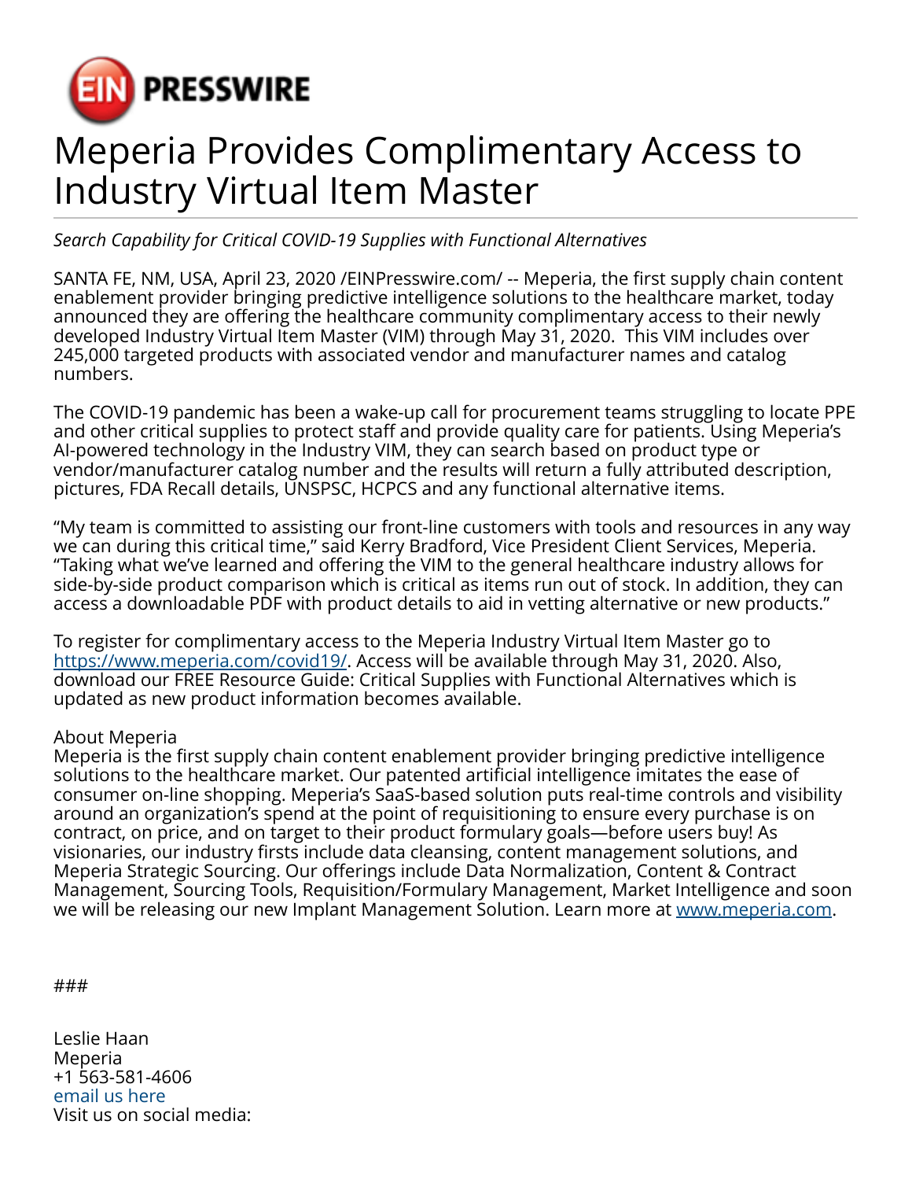EIN PRESSWIRE

# Meperia Provides Complimentary Access to Industry Virtual Item Master

*Search Capability for Critical COVID-19 Supplies with Functional Alternatives*

SANTA FE, NM, USA, April 23, 2020 /EINPresswire.com/ -- Meperia, the first supply chain content enablement provider bringing predictive intelligence solutions to the healthcare market, today announced they are offering the healthcare community complimentary access to their newly developed Industry Virtual Item Master (VIM) through May 31, 2020. This VIM includes over 245,000 targeted products with associated vendor and manufacturer names and catalog numbers.

The COVID-19 pandemic has been a wake-up call for procurement teams struggling to locate PPE and other critical supplies to protect staff and provide quality care for patients. Using Meperia's AI-powered technology in the Industry VIM, they can search based on product type or vendor/manufacturer catalog number and the results will return a fully attributed description, pictures, FDA Recall details, UNSPSC, HCPCS and any functional alternative items.

"My team is committed to assisting our front-line customers with tools and resources in any way we can during this critical time," said Kerry Bradford, Vice President Client Services, Meperia. "Taking what we've learned and offering the VIM to the general healthcare industry allows for side-by-side product comparison which is critical as items run out of stock. In addition, they can access a downloadable PDF with product details to aid in vetting alternative or new products."

To register for complimentary access to the Meperia Industry Virtual Item Master go to https://www.meperia.com/covid19/. Access will be available through May 31, 2020. Also, download our FREE Resource Guide: Critical Supplies with Functional Alternatives which is updated as new product information becomes available.

About Meperia
Meperia is the first supply chain content enablement provider bringing predictive intelligence solutions to the healthcare market. Our patented artificial intelligence imitates the ease of consumer on-line shopping. Meperia's SaaS-based solution puts real-time controls and visibility around an organization's spend at the point of requisitioning to ensure every purchase is on contract, on price, and on target to their product formulary goals—before users buy! As visionaries, our industry firsts include data cleansing, content management solutions, and Meperia Strategic Sourcing. Our offerings include Data Normalization, Content & Contract Management, Sourcing Tools, Requisition/Formulary Management, Market Intelligence and soon we will be releasing our new Implant Management Solution. Learn more at www.meperia.com.

###

Leslie Haan
Meperia
+1 563-581-4606
email us here
Visit us on social media: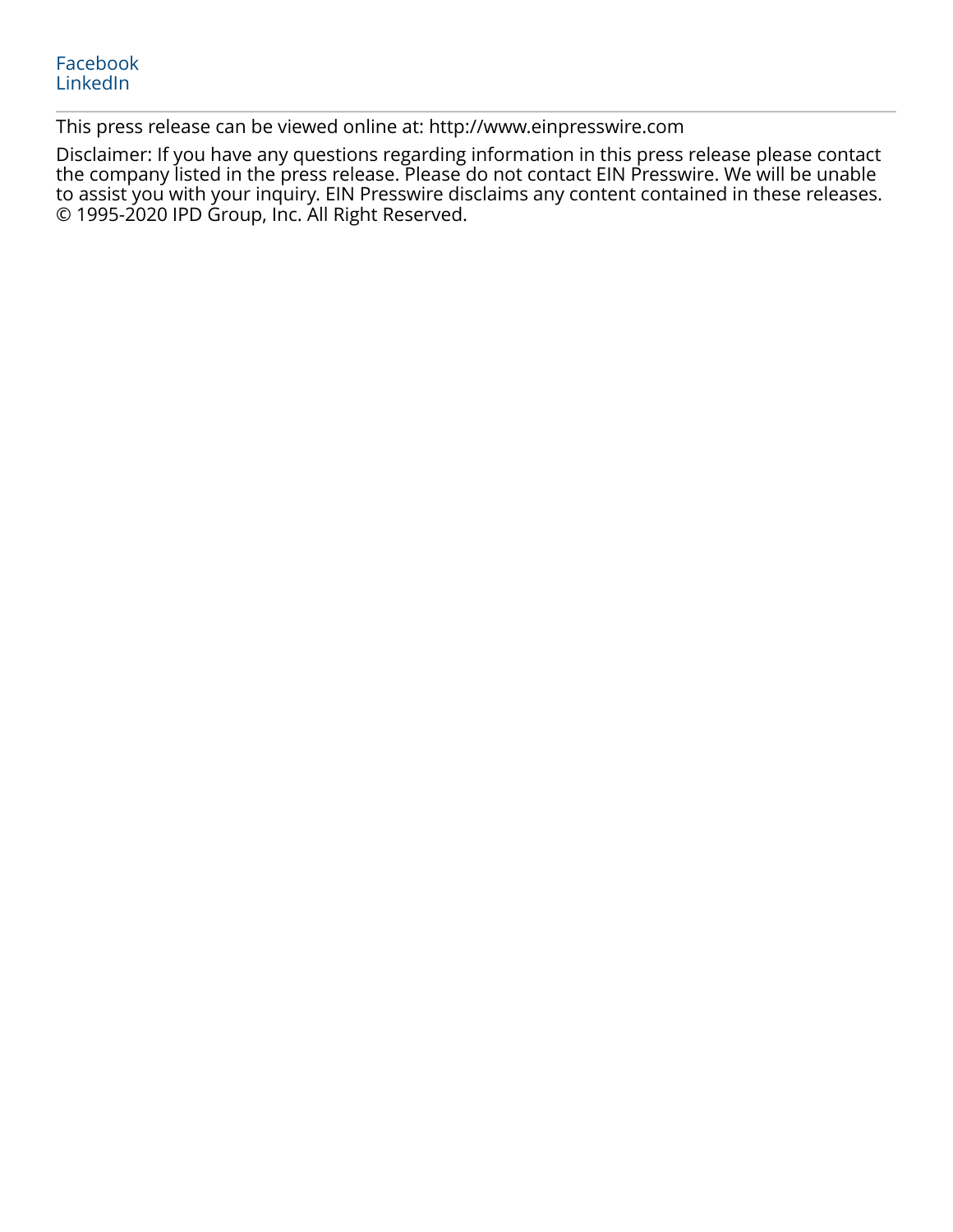Facebook
LinkedIn

---

This press release can be viewed online at: http://www.einpresswire.com

Disclaimer: If you have any questions regarding information in this press release please contact the company listed in the press release. Please do not contact EIN Presswire. We will be unable to assist you with your inquiry. EIN Presswire disclaims any content contained in these releases. © 1995-2020 IPD Group, Inc. All Right Reserved.